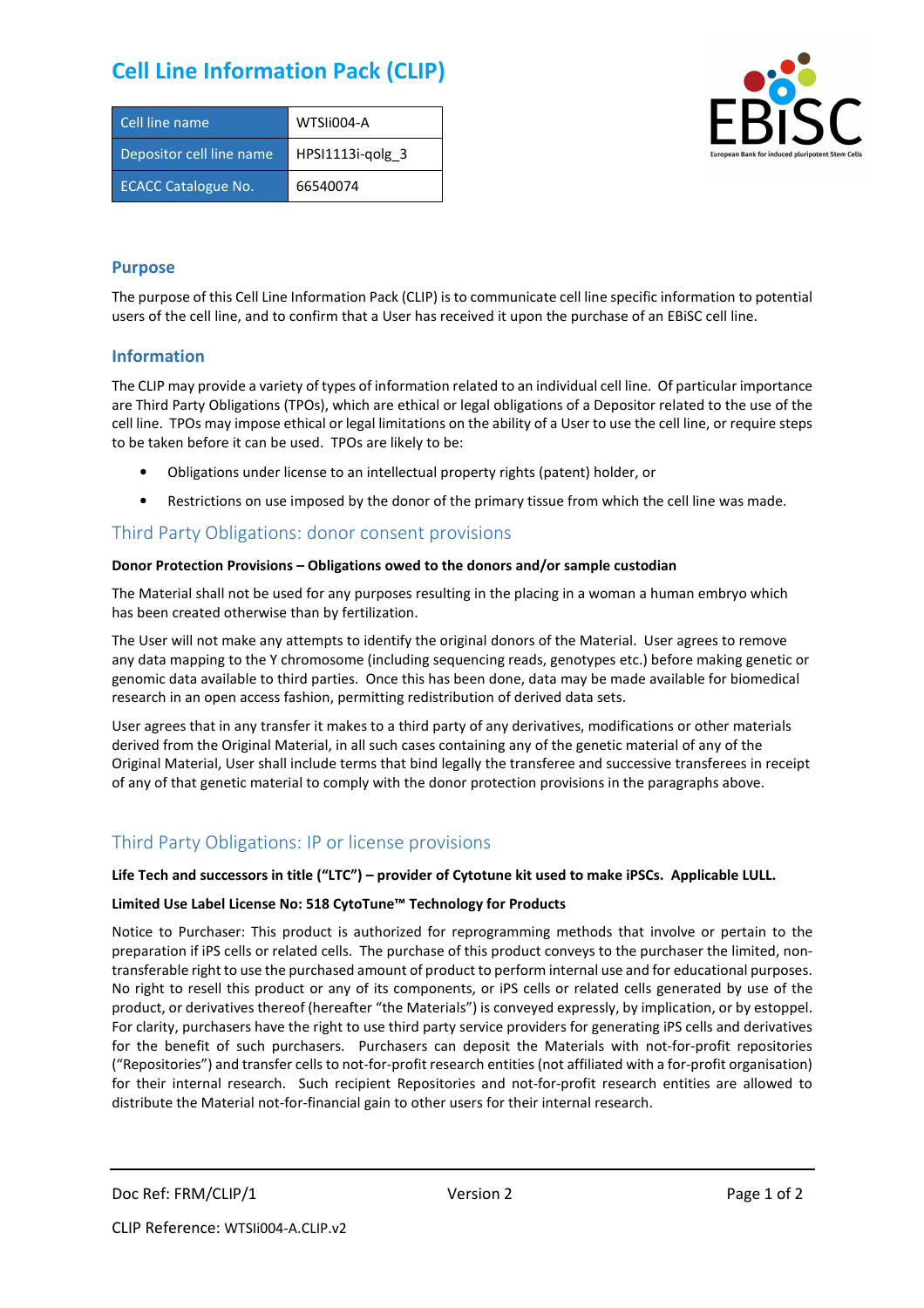# Cell Line Information Pack (CLIP)

| Cell line name | WTSIi004-A |
|---|---|
| Depositor cell line name | HPSI1113i-qolg_3 |
| ECACC Catalogue No. | 66540074 |

## Purpose

The purpose of this Cell Line Information Pack (CLIP) is to communicate cell line specific information to potential users of the cell line, and to confirm that a User has received it upon the purchase of an EBiSC cell line.

## Information

The CLIP may provide a variety of types of information related to an individual cell line. Of particular importance are Third Party Obligations (TPOs), which are ethical or legal obligations of a Depositor related to the use of the cell line. TPOs may impose ethical or legal limitations on the ability of a User to use the cell line, or require steps to be taken before it can be used. TPOs are likely to be:

- Obligations under license to an intellectual property rights (patent) holder, or
- Restrictions on use imposed by the donor of the primary tissue from which the cell line was made.

## Third Party Obligations: donor consent provisions

**Donor Protection Provisions – Obligations owed to the donors and/or sample custodian**

The Material shall not be used for any purposes resulting in the placing in a woman a human embryo which has been created otherwise than by fertilization.

The User will not make any attempts to identify the original donors of the Material. User agrees to remove any data mapping to the Y chromosome (including sequencing reads, genotypes etc.) before making genetic or genomic data available to third parties. Once this has been done, data may be made available for biomedical research in an open access fashion, permitting redistribution of derived data sets.

User agrees that in any transfer it makes to a third party of any derivatives, modifications or other materials derived from the Original Material, in all such cases containing any of the genetic material of any of the Original Material, User shall include terms that bind legally the transferee and successive transferees in receipt of any of that genetic material to comply with the donor protection provisions in the paragraphs above.

## Third Party Obligations: IP or license provisions

**Life Tech and successors in title ("LTC") – provider of Cytotune kit used to make iPSCs. Applicable LULL.**

**Limited Use Label License No: 518 CytoTune™ Technology for Products**

Notice to Purchaser: This product is authorized for reprogramming methods that involve or pertain to the preparation if iPS cells or related cells. The purchase of this product conveys to the purchaser the limited, non-transferable right to use the purchased amount of product to perform internal use and for educational purposes. No right to resell this product or any of its components, or iPS cells or related cells generated by use of the product, or derivatives thereof (hereafter "the Materials") is conveyed expressly, by implication, or by estoppel. For clarity, purchasers have the right to use third party service providers for generating iPS cells and derivatives for the benefit of such purchasers. Purchasers can deposit the Materials with not-for-profit repositories ("Repositories") and transfer cells to not-for-profit research entities (not affiliated with a for-profit organisation) for their internal research. Such recipient Repositories and not-for-profit research entities are allowed to distribute the Material not-for-financial gain to other users for their internal research.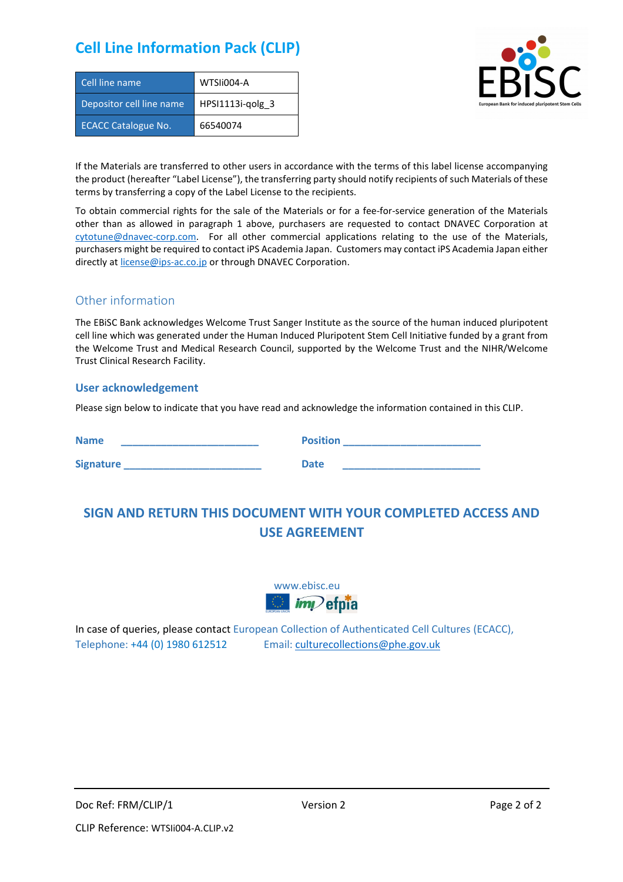# Cell Line Information Pack (CLIP)

| | |
|---|---|
| Cell line name | WTSIi004-A |
| Depositor cell line name | HPSI1113i-qolg_3 |
| ECACC Catalogue No. | 66540074 |

If the Materials are transferred to other users in accordance with the terms of this label license accompanying the product (hereafter “Label License”), the transferring party should notify recipients of such Materials of these terms by transferring a copy of the Label License to the recipients.

To obtain commercial rights for the sale of the Materials or for a fee-for-service generation of the Materials other than as allowed in paragraph 1 above, purchasers are requested to contact DNAVEC Corporation at cytotune@dnavec-corp.com. For all other commercial applications relating to the use of the Materials, purchasers might be required to contact iPS Academia Japan. Customers may contact iPS Academia Japan either directly at license@ips-ac.co.jp or through DNAVEC Corporation.

## Other information

The EBiSC Bank acknowledges Welcome Trust Sanger Institute as the source of the human induced pluripotent cell line which was generated under the Human Induced Pluripotent Stem Cell Initiative funded by a grant from the Welcome Trust and Medical Research Council, supported by the Welcome Trust and the NIHR/Welcome Trust Clinical Research Facility.

### User acknowledgement

Please sign below to indicate that you have read and acknowledge the information contained in this CLIP.

**Name** ________________________ **Position** ________________________

**Signature** ________________________ **Date** ________________________

**SIGN AND RETURN THIS DOCUMENT WITH YOUR COMPLETED ACCESS AND USE AGREEMENT**

www.ebisc.eu

In case of queries, please contact European Collection of Authenticated Cell Cultures (ECACC), Telephone: +44 (0) 1980 612512 Email: culturecollections@phe.gov.uk

Doc Ref: FRM/CLIP/1 Version 2

CLIP Reference: WTSIi004-A.CLIP.v2